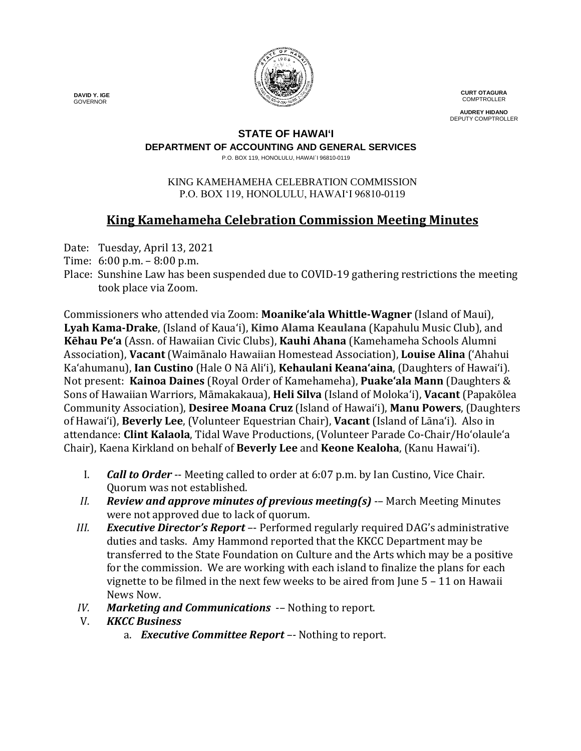**DAVID Y. IGE**
GOVERNOR

**CURT OTAGURA**
COMPTROLLER

**AUDREY HIDANO**
DEPUTY COMPTROLLER

**STATE OF HAWAIʻI**
**DEPARTMENT OF ACCOUNTING AND GENERAL SERVICES**
P.O. BOX 119, HONOLULU, HAWAI`I 96810-0119

KING KAMEHAMEHA CELEBRATION COMMISSION
P.O. BOX 119, HONOLULU, HAWAIʻI 96810-0119

# King Kamehameha Celebration Commission Meeting Minutes

Date: Tuesday, April 13, 2021
Time: 6:00 p.m. – 8:00 p.m.
Place: Sunshine Law has been suspended due to COVID-19 gathering restrictions the meeting took place via Zoom.

Commissioners who attended via Zoom: **Moanikeʻala Whittle-Wagner** (Island of Maui), **Lyah Kama-Drake**, (Island of Kauaʻi), **Kimo Alama Keaulana** (Kapahulu Music Club), and **Kēhau Peʻa** (Assn. of Hawaiian Civic Clubs), **Kauhi Ahana** (Kamehameha Schools Alumni Association), **Vacant** (Waimānalo Hawaiian Homestead Association), **Louise Alina** (ʻAhahui Kaʻahumanu), **Ian Custino** (Hale O Nā Aliʻi), **Kehaulani Keanaʻaina**, (Daughters of Hawaiʻi). Not present: **Kainoa Daines** (Royal Order of Kamehameha), **Puakeʻala Mann** (Daughters & Sons of Hawaiian Warriors, Māmakakaua), **Heli Silva** (Island of Molokaʻi), **Vacant** (Papakōlea Community Association), **Desiree Moana Cruz** (Island of Hawaiʻi), **Manu Powers**, (Daughters of Hawaiʻi), **Beverly Lee**, (Volunteer Equestrian Chair), **Vacant** (Island of Lānaʻi). Also in attendance: **Clint Kalaola**, Tidal Wave Productions, (Volunteer Parade Co-Chair/Hoʻolauleʻa Chair), Kaena Kirkland on behalf of **Beverly Lee** and **Keone Kealoha**, (Kanu Hawaiʻi).

I. ***Call to Order*** -- Meeting called to order at 6:07 p.m. by Ian Custino, Vice Chair. Quorum was not established.

II. ***Review and approve minutes of previous meeting(s)*** -– March Meeting Minutes were not approved due to lack of quorum.

III. ***Executive Director's Report*** –- Performed regularly required DAG's administrative duties and tasks. Amy Hammond reported that the KKCC Department may be transferred to the State Foundation on Culture and the Arts which may be a positive for the commission. We are working with each island to finalize the plans for each vignette to be filmed in the next few weeks to be aired from June 5 – 11 on Hawaii News Now.

IV. ***Marketing and Communications*** -– Nothing to report.

V. ***KKCC Business***

   a. ***Executive Committee Report*** –- Nothing to report.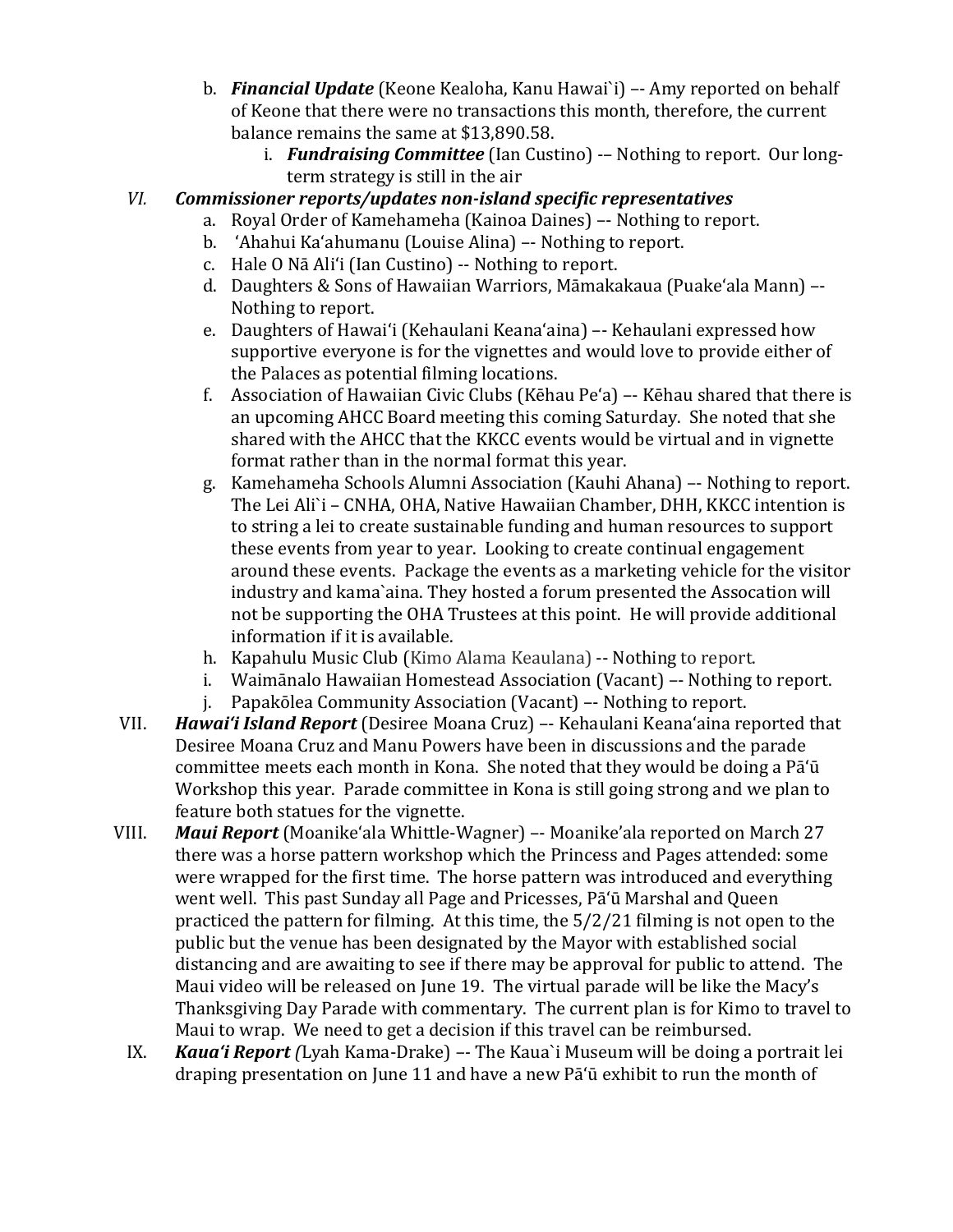b. ***Financial Update*** (Keone Kealoha, Kanu Hawai`i) –- Amy reported on behalf of Keone that there were no transactions this month, therefore, the current balance remains the same at $13,890.58.

   i. ***Fundraising Committee*** (Ian Custino) -– Nothing to report. Our long-term strategy is still in the air

VI. ***Commissioner reports/updates non-island specific representatives***

   a. Royal Order of Kamehameha (Kainoa Daines) –- Nothing to report.
   b. ʻAhahui Kaʻahumanu (Louise Alina) –- Nothing to report.
   c. Hale O Nā Aliʻi (Ian Custino) -- Nothing to report.
   d. Daughters & Sons of Hawaiian Warriors, Māmakakaua (Puakeʻala Mann) –- Nothing to report.
   e. Daughters of Hawaiʻi (Kehaulani Keanaʻaina) –- Kehaulani expressed how supportive everyone is for the vignettes and would love to provide either of the Palaces as potential filming locations.
   f. Association of Hawaiian Civic Clubs (Kēhau Pe'a) –- Kēhau shared that there is an upcoming AHCC Board meeting this coming Saturday. She noted that she shared with the AHCC that the KKCC events would be virtual and in vignette format rather than in the normal format this year.
   g. Kamehameha Schools Alumni Association (Kauhi Ahana) –- Nothing to report. The Lei Ali`i – CNHA, OHA, Native Hawaiian Chamber, DHH, KKCC intention is to string a lei to create sustainable funding and human resources to support these events from year to year. Looking to create continual engagement around these events. Package the events as a marketing vehicle for the visitor industry and kama`aina. They hosted a forum presented the Assocation will not be supporting the OHA Trustees at this point. He will provide additional information if it is available.
   h. Kapahulu Music Club (Kimo Alama Keaulana) -- Nothing to report.
   i. Waimānalo Hawaiian Homestead Association (Vacant) –- Nothing to report.
   j. Papakōlea Community Association (Vacant) –- Nothing to report.

VII. ***Hawaiʻi Island Report*** (Desiree Moana Cruz) –- Kehaulani Keanaʻaina reported that Desiree Moana Cruz and Manu Powers have been in discussions and the parade committee meets each month in Kona. She noted that they would be doing a Pāʻū Workshop this year. Parade committee in Kona is still going strong and we plan to feature both statues for the vignette.

VIII. ***Maui Report*** (Moanikeʻala Whittle-Wagner) –- Moanike'ala reported on March 27 there was a horse pattern workshop which the Princess and Pages attended: some were wrapped for the first time. The horse pattern was introduced and everything went well. This past Sunday all Page and Pricesses, Pāʻū Marshal and Queen practiced the pattern for filming. At this time, the 5/2/21 filming is not open to the public but the venue has been designated by the Mayor with established social distancing and are awaiting to see if there may be approval for public to attend. The Maui video will be released on June 19. The virtual parade will be like the Macy's Thanksgiving Day Parade with commentary. The current plan is for Kimo to travel to Maui to wrap. We need to get a decision if this travel can be reimbursed.

IX. ***Kauaʻi Report*** *(*Lyah Kama-Drake) –- The Kaua`i Museum will be doing a portrait lei draping presentation on June 11 and have a new Pāʻū exhibit to run the month of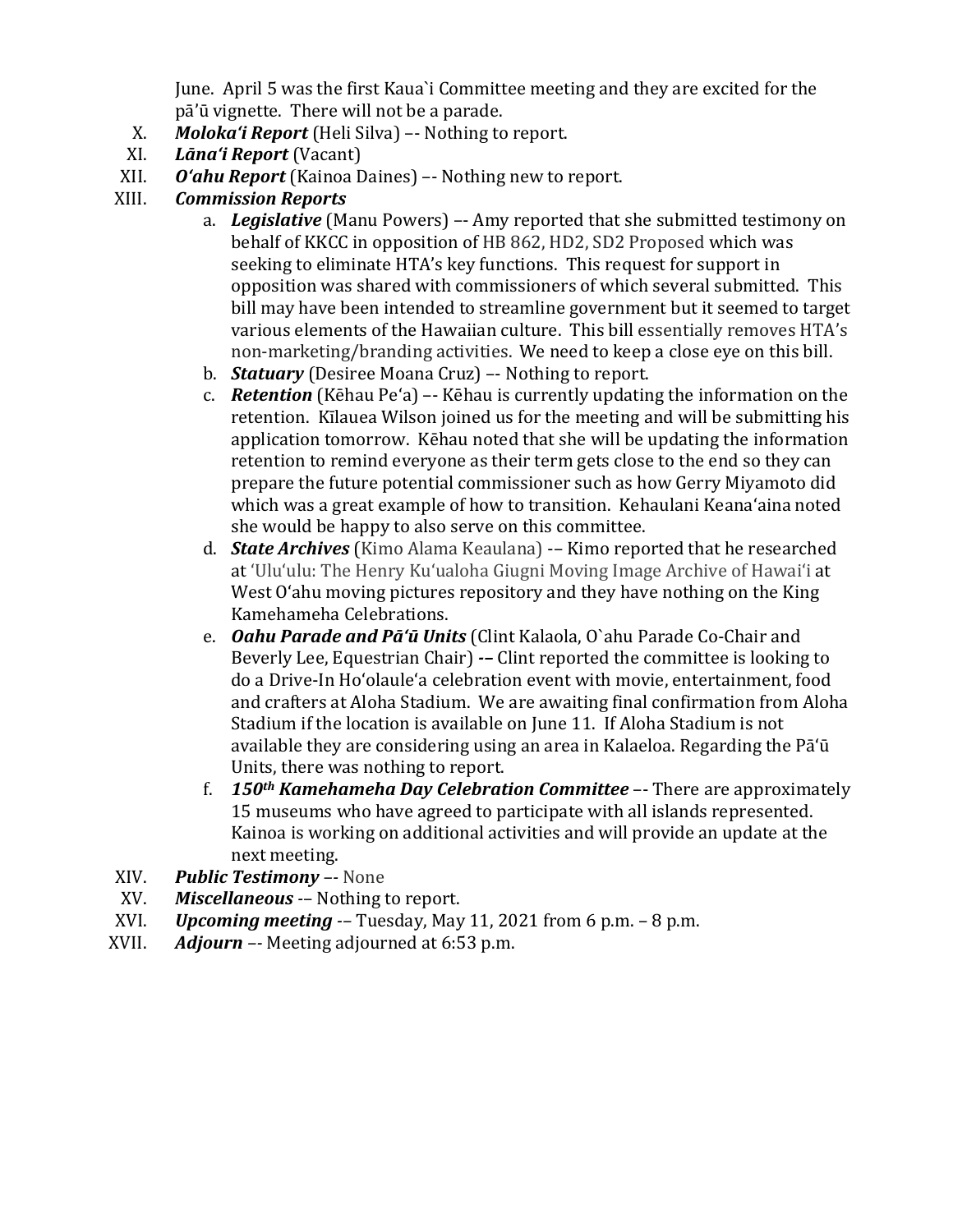June. April 5 was the first Kaua`i Committee meeting and they are excited for the pāʻū vignette. There will not be a parade.

X. ***Molokaʻi Report*** (Heli Silva) –- Nothing to report.
XI. ***Lānaʻi Report*** (Vacant)
XII. ***Oʻahu Report*** (Kainoa Daines) –- Nothing new to report.
XIII. ***Commission Reports***
   a. ***Legislative*** (Manu Powers) –- Amy reported that she submitted testimony on behalf of KKCC in opposition of HB 862, HD2, SD2 Proposed which was seeking to eliminate HTA's key functions. This request for support in opposition was shared with commissioners of which several submitted. This bill may have been intended to streamline government but it seemed to target various elements of the Hawaiian culture. This bill essentially removes HTA's non-marketing/branding activities. We need to keep a close eye on this bill.
   b. ***Statuary*** (Desiree Moana Cruz) –- Nothing to report.
   c. ***Retention*** (Kēhau Peʻa) –- Kēhau is currently updating the information on the retention. Kīlauea Wilson joined us for the meeting and will be submitting his application tomorrow. Kēhau noted that she will be updating the information retention to remind everyone as their term gets close to the end so they can prepare the future potential commissioner such as how Gerry Miyamoto did which was a great example of how to transition. Kehaulani Keanaʻaina noted she would be happy to also serve on this committee.
   d. ***State Archives*** (Kimo Alama Keaulana) -– Kimo reported that he researched at ʻUluʻulu: The Henry Kuʻualoha Giugni Moving Image Archive of Hawaiʻi at West Oʻahu moving pictures repository and they have nothing on the King Kamehameha Celebrations.
   e. ***Oahu Parade and Pāʻū Units*** (Clint Kalaola, O`ahu Parade Co-Chair and Beverly Lee, Equestrian Chair) **-–** Clint reported the committee is looking to do a Drive-In Hoʻolauleʻa celebration event with movie, entertainment, food and crafters at Aloha Stadium. We are awaiting final confirmation from Aloha Stadium if the location is available on June 11. If Aloha Stadium is not available they are considering using an area in Kalaeloa. Regarding the Pāʻū Units, there was nothing to report.
   f. ***150th Kamehameha Day Celebration Committee*** –- There are approximately 15 museums who have agreed to participate with all islands represented. Kainoa is working on additional activities and will provide an update at the next meeting.
XIV. ***Public Testimony*** –- None
XV. ***Miscellaneous*** -– Nothing to report.
XVI. ***Upcoming meeting*** -– Tuesday, May 11, 2021 from 6 p.m. – 8 p.m.
XVII. ***Adjourn*** –- Meeting adjourned at 6:53 p.m.